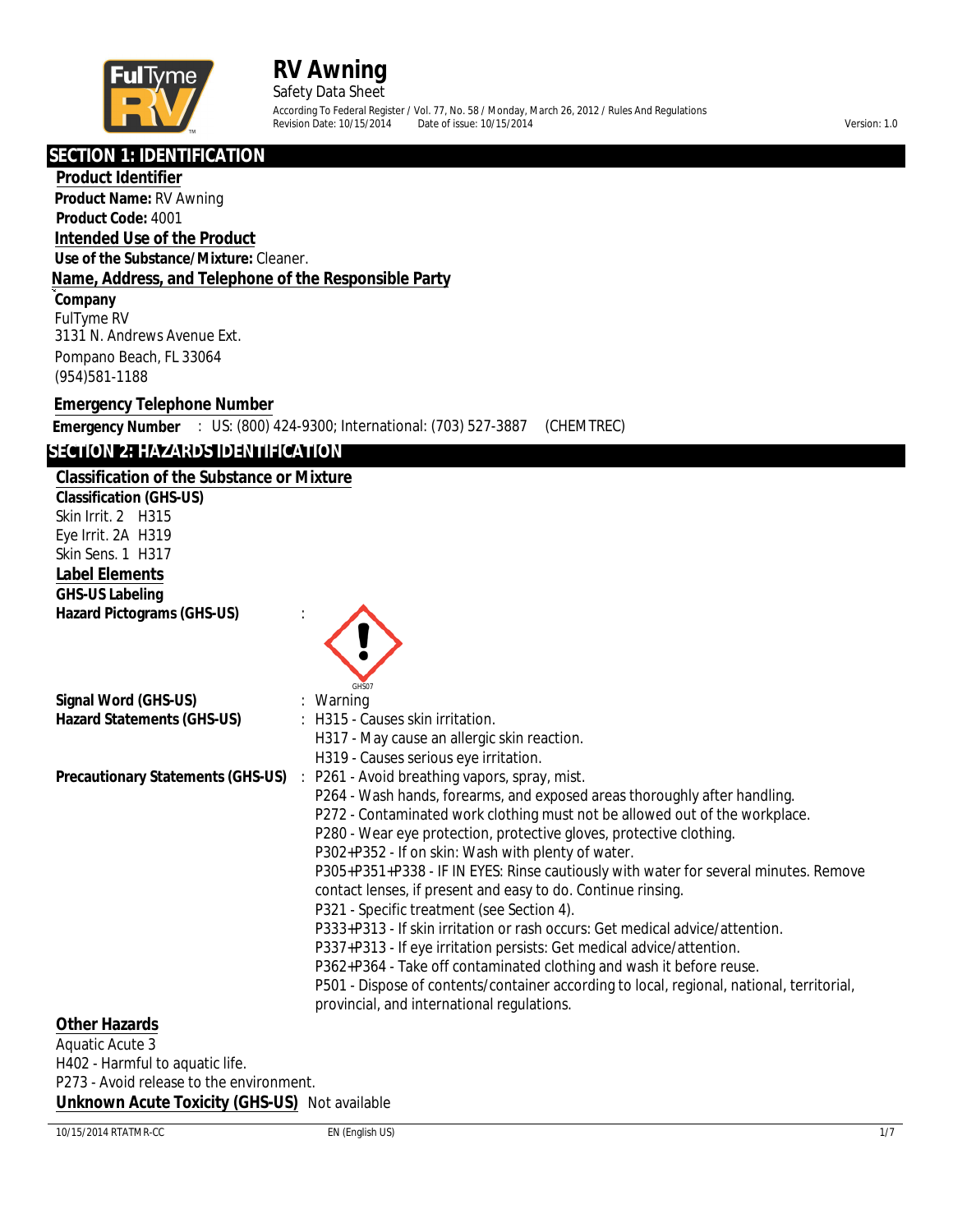# RV Awning

Safety Data Sheet

According To Federal Register / Vol. 77, No. 58 / Monday, March 26, 2012 / Rules And Regulations

Revision Date: 10/15/2014 Date of issue: 10/15/2014 Version: 1.0

## SECTION 1: IDENTIFICATION

### Product Identifier

**Product Name:** RV Awning

**Product Code:** 4001

### Intended Use of the Product

**Use of the Substance/Mixture:** Cleaner.

### Name, Address, and Telephone of the Responsible Party

**Company**

FulTyme RV
3131 N. Andrews Avenue Ext.
Pompano Beach, FL 33064
(954)581-1188

### Emergency Telephone Number

**Emergency Number** : US: (800) 424-9300; International: (703) 527-3887 (CHEMTREC)

## SECTION 2: HAZARDS IDENTIFICATION

### Classification of the Substance or Mixture

**Classification (GHS-US)**

Skin Irrit. 2 H315
Eye Irrit. 2A H319
Skin Sens. 1 H317

### Label Elements

**GHS-US Labeling**

**Hazard Pictograms (GHS-US)** : GHS07

**Signal Word (GHS-US)** : Warning

**Hazard Statements (GHS-US)** : H315 - Causes skin irritation.
H317 - May cause an allergic skin reaction.
H319 - Causes serious eye irritation.

**Precautionary Statements (GHS-US)** : P261 - Avoid breathing vapors, spray, mist.
P264 - Wash hands, forearms, and exposed areas thoroughly after handling.
P272 - Contaminated work clothing must not be allowed out of the workplace.
P280 - Wear eye protection, protective gloves, protective clothing.
P302+P352 - If on skin: Wash with plenty of water.
P305+P351+P338 - IF IN EYES: Rinse cautiously with water for several minutes. Remove contact lenses, if present and easy to do. Continue rinsing.
P321 - Specific treatment (see Section 4).
P333+P313 - If skin irritation or rash occurs: Get medical advice/attention.
P337+P313 - If eye irritation persists: Get medical advice/attention.
P362+P364 - Take off contaminated clothing and wash it before reuse.
P501 - Dispose of contents/container according to local, regional, national, territorial, provincial, and international regulations.

### Other Hazards

Aquatic Acute 3
H402 - Harmful to aquatic life.
P273 - Avoid release to the environment.

**Unknown Acute Toxicity (GHS-US)** Not available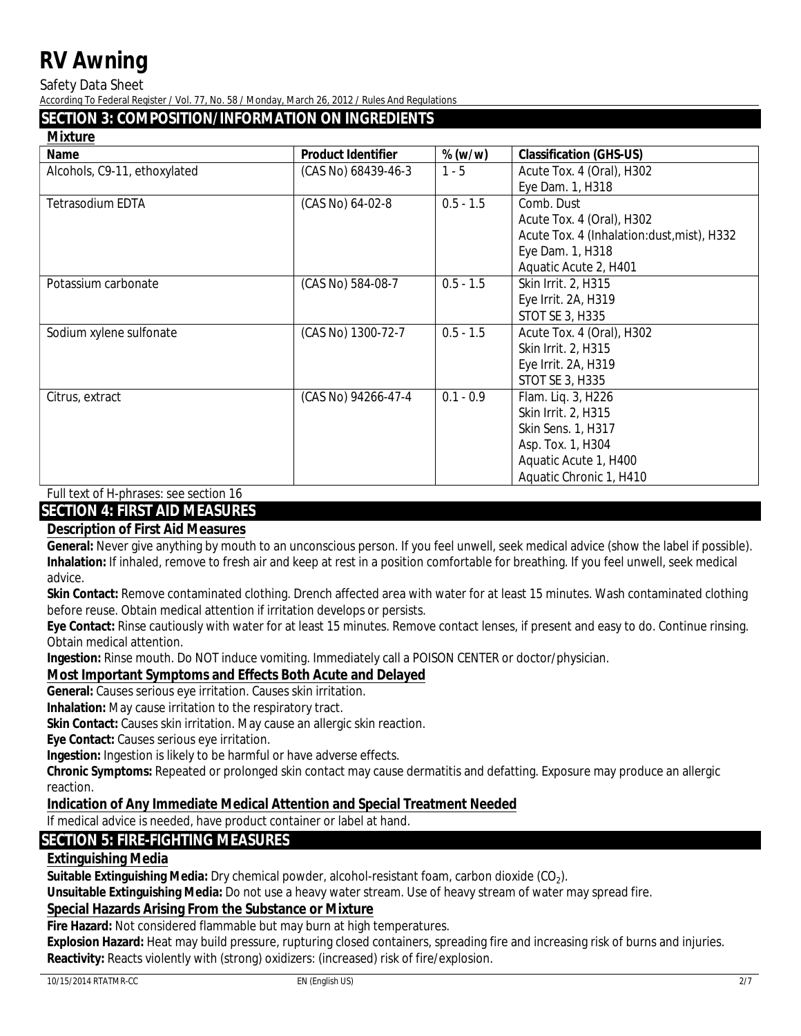## SECTION 3: COMPOSITION/INFORMATION ON INGREDIENTS

### Mixture

| Name | Product Identifier | % (w/w) | Classification (GHS-US) |
|---|---|---|---|
| Alcohols, C9-11, ethoxylated | (CAS No) 68439-46-3 | 1 - 5 | Acute Tox. 4 (Oral), H302<br>Eye Dam. 1, H318 |
| Tetrasodium EDTA | (CAS No) 64-02-8 | 0.5 - 1.5 | Comb. Dust<br>Acute Tox. 4 (Oral), H302<br>Acute Tox. 4 (Inhalation:dust,mist), H332<br>Eye Dam. 1, H318<br>Aquatic Acute 2, H401 |
| Potassium carbonate | (CAS No) 584-08-7 | 0.5 - 1.5 | Skin Irrit. 2, H315<br>Eye Irrit. 2A, H319<br>STOT SE 3, H335 |
| Sodium xylene sulfonate | (CAS No) 1300-72-7 | 0.5 - 1.5 | Acute Tox. 4 (Oral), H302<br>Skin Irrit. 2, H315<br>Eye Irrit. 2A, H319<br>STOT SE 3, H335 |
| Citrus, extract | (CAS No) 94266-47-4 | 0.1 - 0.9 | Flam. Liq. 3, H226<br>Skin Irrit. 2, H315<br>Skin Sens. 1, H317<br>Asp. Tox. 1, H304<br>Aquatic Acute 1, H400<br>Aquatic Chronic 1, H410 |

Full text of H-phrases: see section 16

## SECTION 4: FIRST AID MEASURES

### Description of First Aid Measures

**General:** Never give anything by mouth to an unconscious person. If you feel unwell, seek medical advice (show the label if possible).

**Inhalation:** If inhaled, remove to fresh air and keep at rest in a position comfortable for breathing. If you feel unwell, seek medical advice.

**Skin Contact:** Remove contaminated clothing. Drench affected area with water for at least 15 minutes. Wash contaminated clothing before reuse. Obtain medical attention if irritation develops or persists.

**Eye Contact:** Rinse cautiously with water for at least 15 minutes. Remove contact lenses, if present and easy to do. Continue rinsing. Obtain medical attention.

**Ingestion:** Rinse mouth. Do NOT induce vomiting. Immediately call a POISON CENTER or doctor/physician.

### Most Important Symptoms and Effects Both Acute and Delayed

**General:** Causes serious eye irritation. Causes skin irritation.

**Inhalation:** May cause irritation to the respiratory tract.

**Skin Contact:** Causes skin irritation. May cause an allergic skin reaction.

**Eye Contact:** Causes serious eye irritation.

**Ingestion:** Ingestion is likely to be harmful or have adverse effects.

**Chronic Symptoms:** Repeated or prolonged skin contact may cause dermatitis and defatting. Exposure may produce an allergic reaction.

### Indication of Any Immediate Medical Attention and Special Treatment Needed

If medical advice is needed, have product container or label at hand.

## SECTION 5: FIRE-FIGHTING MEASURES

### Extinguishing Media

**Suitable Extinguishing Media:** Dry chemical powder, alcohol-resistant foam, carbon dioxide ($CO_2$).

**Unsuitable Extinguishing Media:** Do not use a heavy water stream. Use of heavy stream of water may spread fire.

### Special Hazards Arising From the Substance or Mixture

**Fire Hazard:** Not considered flammable but may burn at high temperatures.

**Explosion Hazard:** Heat may build pressure, rupturing closed containers, spreading fire and increasing risk of burns and injuries.

**Reactivity:** Reacts violently with (strong) oxidizers: (increased) risk of fire/explosion.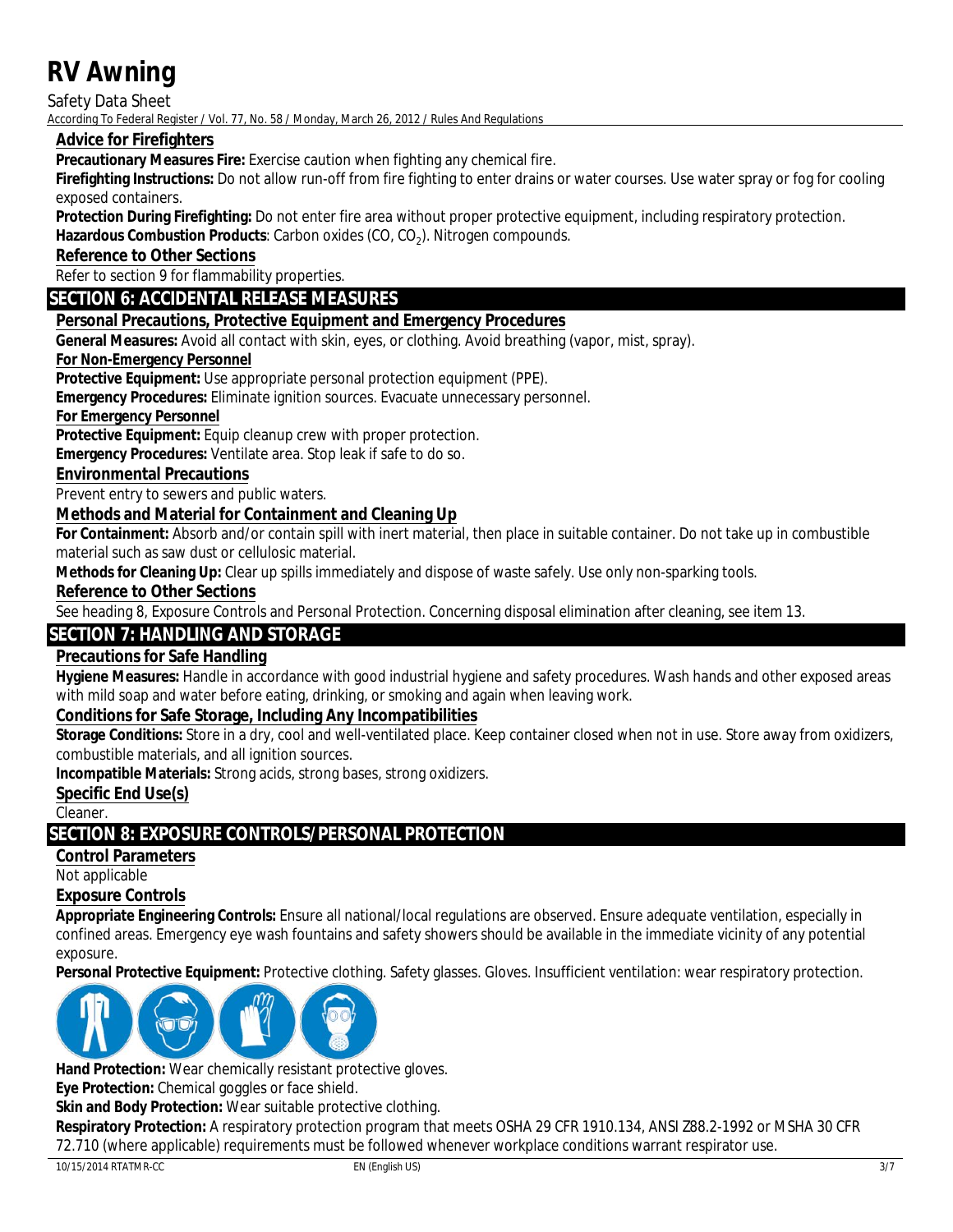### Advice for Firefighters

**Precautionary Measures Fire:** Exercise caution when fighting any chemical fire.

**Firefighting Instructions:** Do not allow run-off from fire fighting to enter drains or water courses. Use water spray or fog for cooling exposed containers.

**Protection During Firefighting:** Do not enter fire area without proper protective equipment, including respiratory protection.

**Hazardous Combustion Products**: Carbon oxides (CO, $CO_2$). Nitrogen compounds.

### Reference to Other Sections

Refer to section 9 for flammability properties.

## SECTION 6: ACCIDENTAL RELEASE MEASURES

### Personal Precautions, Protective Equipment and Emergency Procedures

**General Measures:** Avoid all contact with skin, eyes, or clothing. Avoid breathing (vapor, mist, spray).

#### For Non-Emergency Personnel

**Protective Equipment:** Use appropriate personal protection equipment (PPE).

**Emergency Procedures:** Eliminate ignition sources. Evacuate unnecessary personnel.

#### For Emergency Personnel

**Protective Equipment:** Equip cleanup crew with proper protection.

**Emergency Procedures:** Ventilate area. Stop leak if safe to do so.

### Environmental Precautions

Prevent entry to sewers and public waters.

### Methods and Material for Containment and Cleaning Up

**For Containment:** Absorb and/or contain spill with inert material, then place in suitable container. Do not take up in combustible material such as saw dust or cellulosic material.

**Methods for Cleaning Up:** Clear up spills immediately and dispose of waste safely. Use only non-sparking tools.

### Reference to Other Sections

See heading 8, Exposure Controls and Personal Protection. Concerning disposal elimination after cleaning, see item 13.

## SECTION 7: HANDLING AND STORAGE

### Precautions for Safe Handling

**Hygiene Measures:** Handle in accordance with good industrial hygiene and safety procedures. Wash hands and other exposed areas with mild soap and water before eating, drinking, or smoking and again when leaving work.

### Conditions for Safe Storage, Including Any Incompatibilities

**Storage Conditions:** Store in a dry, cool and well-ventilated place. Keep container closed when not in use. Store away from oxidizers, combustible materials, and all ignition sources.

**Incompatible Materials:** Strong acids, strong bases, strong oxidizers.

### Specific End Use(s)

Cleaner.

## SECTION 8: EXPOSURE CONTROLS/PERSONAL PROTECTION

### Control Parameters

Not applicable

### Exposure Controls

**Appropriate Engineering Controls:** Ensure all national/local regulations are observed. Ensure adequate ventilation, especially in confined areas. Emergency eye wash fountains and safety showers should be available in the immediate vicinity of any potential exposure.

**Personal Protective Equipment:** Protective clothing. Safety glasses. Gloves. Insufficient ventilation: wear respiratory protection.

**Hand Protection:** Wear chemically resistant protective gloves.

**Eye Protection:** Chemical goggles or face shield.

**Skin and Body Protection:** Wear suitable protective clothing.

**Respiratory Protection:** A respiratory protection program that meets OSHA 29 CFR 1910.134, ANSI Z88.2-1992 or MSHA 30 CFR 72.710 (where applicable) requirements must be followed whenever workplace conditions warrant respirator use.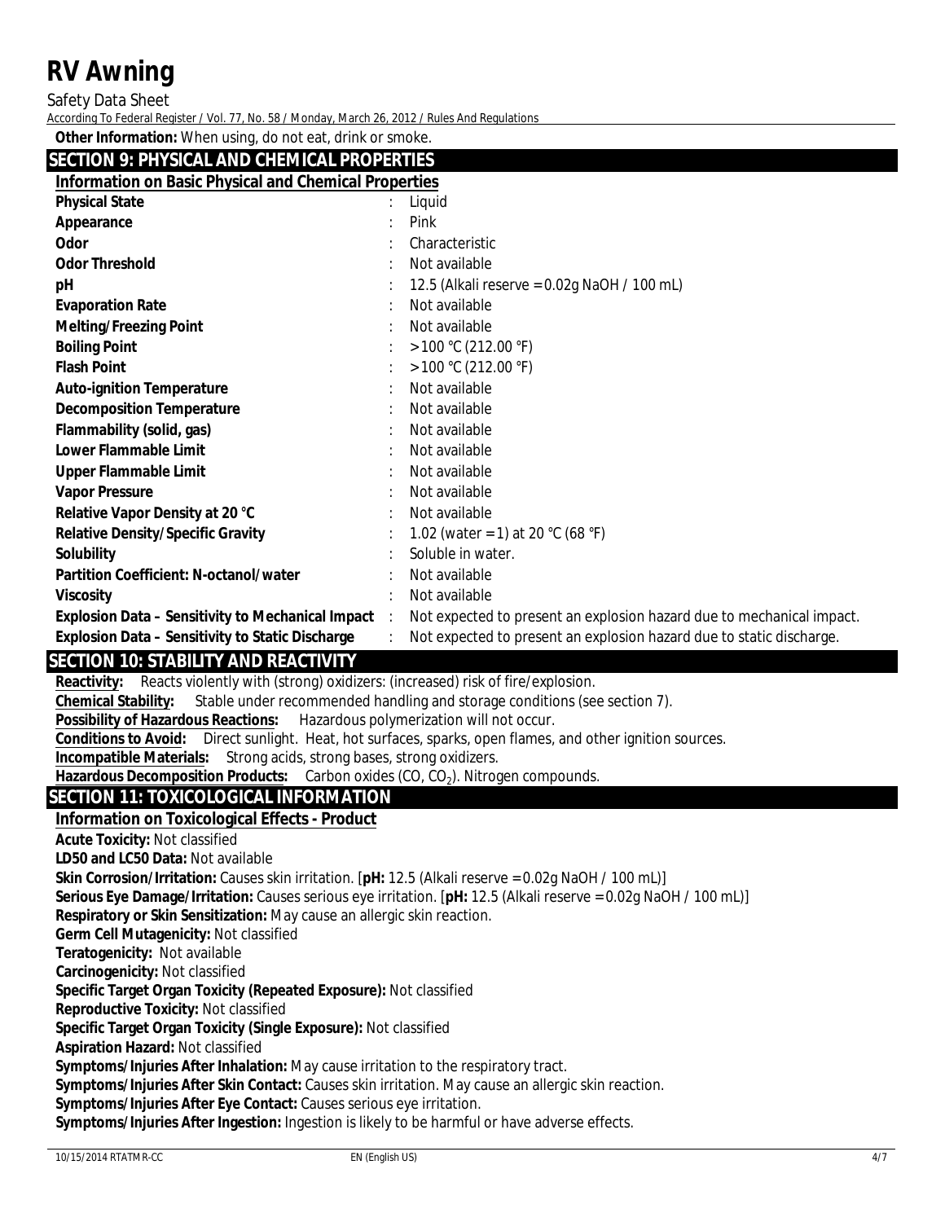**Other Information:** When using, do not eat, drink or smoke.

## SECTION 9: PHYSICAL AND CHEMICAL PROPERTIES

### Information on Basic Physical and Chemical Properties

| Property | Value |
|---|---|
| **Physical State** | Liquid |
| **Appearance** | Pink |
| **Odor** | Characteristic |
| **Odor Threshold** | Not available |
| **pH** | 12.5 (Alkali reserve = 0.02g NaOH / 100 mL) |
| **Evaporation Rate** | Not available |
| **Melting/Freezing Point** | Not available |
| **Boiling Point** | > 100 °C (212.00 °F) |
| **Flash Point** | > 100 °C (212.00 °F) |
| **Auto-ignition Temperature** | Not available |
| **Decomposition Temperature** | Not available |
| **Flammability (solid, gas)** | Not available |
| **Lower Flammable Limit** | Not available |
| **Upper Flammable Limit** | Not available |
| **Vapor Pressure** | Not available |
| **Relative Vapor Density at 20 °C** | Not available |
| **Relative Density/Specific Gravity** | 1.02 (water = 1) at 20 °C (68 °F) |
| **Solubility** | Soluble in water. |
| **Partition Coefficient: N-octanol/water** | Not available |
| **Viscosity** | Not available |
| **Explosion Data – Sensitivity to Mechanical Impact** | Not expected to present an explosion hazard due to mechanical impact. |
| **Explosion Data – Sensitivity to Static Discharge** | Not expected to present an explosion hazard due to static discharge. |

## SECTION 10: STABILITY AND REACTIVITY

**Reactivity:** Reacts violently with (strong) oxidizers: (increased) risk of fire/explosion.

**Chemical Stability:** Stable under recommended handling and storage conditions (see section 7).

**Possibility of Hazardous Reactions:** Hazardous polymerization will not occur.

**Conditions to Avoid:** Direct sunlight. Heat, hot surfaces, sparks, open flames, and other ignition sources.

**Incompatible Materials:** Strong acids, strong bases, strong oxidizers.

**Hazardous Decomposition Products:** Carbon oxides (CO, $CO_2$). Nitrogen compounds.

## SECTION 11: TOXICOLOGICAL INFORMATION

### Information on Toxicological Effects - Product

**Acute Toxicity:** Not classified

**LD50 and LC50 Data:** Not available

**Skin Corrosion/Irritation:** Causes skin irritation. [**pH:** 12.5 (Alkali reserve = 0.02g NaOH / 100 mL)]

**Serious Eye Damage/Irritation:** Causes serious eye irritation. [**pH:** 12.5 (Alkali reserve = 0.02g NaOH / 100 mL)]

**Respiratory or Skin Sensitization:** May cause an allergic skin reaction.

**Germ Cell Mutagenicity:** Not classified

**Teratogenicity:** Not available

**Carcinogenicity:** Not classified

**Specific Target Organ Toxicity (Repeated Exposure):** Not classified

**Reproductive Toxicity:** Not classified

**Specific Target Organ Toxicity (Single Exposure):** Not classified

**Aspiration Hazard:** Not classified

**Symptoms/Injuries After Inhalation:** May cause irritation to the respiratory tract.

**Symptoms/Injuries After Skin Contact:** Causes skin irritation. May cause an allergic skin reaction.

**Symptoms/Injuries After Eye Contact:** Causes serious eye irritation.

**Symptoms/Injuries After Ingestion:** Ingestion is likely to be harmful or have adverse effects.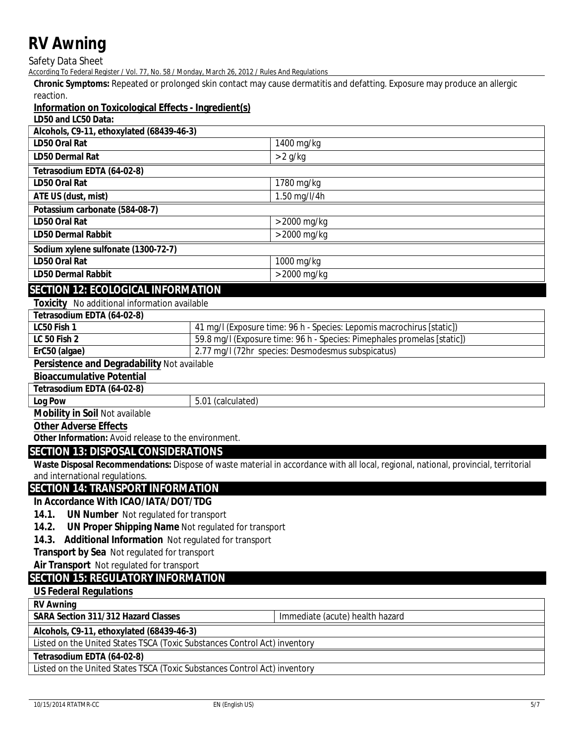**Chronic Symptoms:** Repeated or prolonged skin contact may cause dermatitis and defatting. Exposure may produce an allergic reaction.

**Information on Toxicological Effects - Ingredient(s)**

**LD50 and LC50 Data:**

| **Alcohols, C9-11, ethoxylated (68439-46-3)** | |
|---|---|
| **LD50 Oral Rat** | 1400 mg/kg |
| **LD50 Dermal Rat** | > 2 g/kg |

| **Tetrasodium EDTA (64-02-8)** | |
|---|---|
| **LD50 Oral Rat** | 1780 mg/kg |
| **ATE US (dust, mist)** | 1.50 mg/l/4h |

| **Potassium carbonate (584-08-7)** | |
|---|---|
| **LD50 Oral Rat** | > 2000 mg/kg |
| **LD50 Dermal Rabbit** | > 2000 mg/kg |

| **Sodium xylene sulfonate (1300-72-7)** | |
|---|---|
| **LD50 Oral Rat** | 1000 mg/kg |
| **LD50 Dermal Rabbit** | > 2000 mg/kg |

## SECTION 12: ECOLOGICAL INFORMATION

**Toxicity** No additional information available

| **Tetrasodium EDTA (64-02-8)** | |
|---|---|
| **LC50 Fish 1** | 41 mg/l (Exposure time: 96 h - Species: Lepomis macrochirus [static]) |
| **LC 50 Fish 2** | 59.8 mg/l (Exposure time: 96 h - Species: Pimephales promelas [static]) |
| **ErC50 (algae)** | 2.77 mg/l (72hr species: Desmodesmus subspicatus) |

**Persistence and Degradability** Not available

**Bioaccumulative Potential**

| **Tetrasodium EDTA (64-02-8)** | |
|---|---|
| **Log Pow** | 5.01 (calculated) |

**Mobility in Soil** Not available

**Other Adverse Effects**

**Other Information:** Avoid release to the environment.

## SECTION 13: DISPOSAL CONSIDERATIONS

**Waste Disposal Recommendations:** Dispose of waste material in accordance with all local, regional, national, provincial, territorial and international regulations.

## SECTION 14: TRANSPORT INFORMATION

**In Accordance With ICAO/IATA/DOT/TDG**

**14.1. UN Number** Not regulated for transport

**14.2. UN Proper Shipping Name** Not regulated for transport

**14.3. Additional Information** Not regulated for transport

**Transport by Sea** Not regulated for transport

**Air Transport** Not regulated for transport

## SECTION 15: REGULATORY INFORMATION

**US Federal Regulations**

| **RV Awning** | |
|---|---|
| **SARA Section 311/312 Hazard Classes** | Immediate (acute) health hazard |

| **Alcohols, C9-11, ethoxylated (68439-46-3)** |
|---|
| Listed on the United States TSCA (Toxic Substances Control Act) inventory |

| **Tetrasodium EDTA (64-02-8)** |
|---|
| Listed on the United States TSCA (Toxic Substances Control Act) inventory |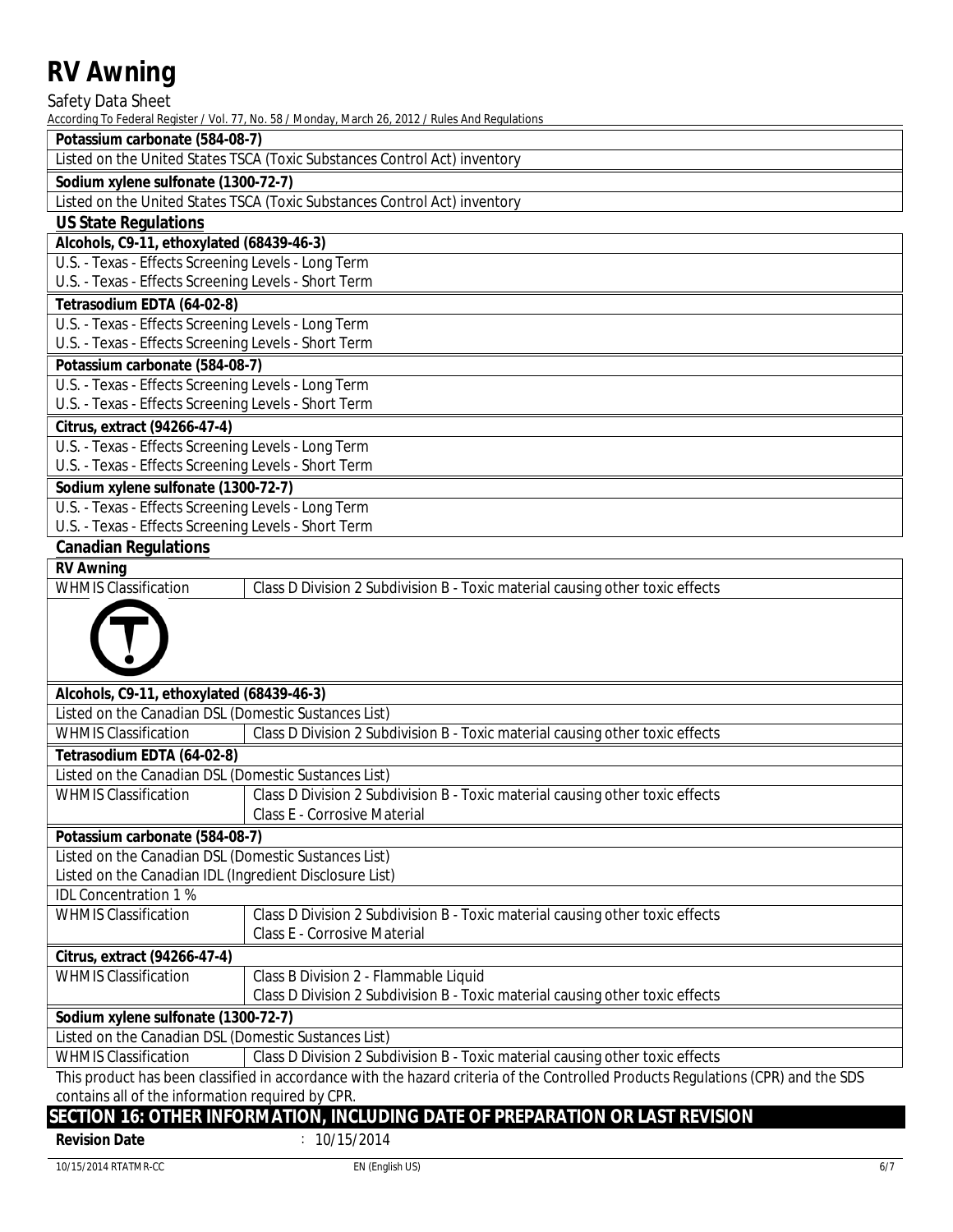**Potassium carbonate (584-08-7)**

Listed on the United States TSCA (Toxic Substances Control Act) inventory

**Sodium xylene sulfonate (1300-72-7)**

Listed on the United States TSCA (Toxic Substances Control Act) inventory

## US State Regulations

**Alcohols, C9-11, ethoxylated (68439-46-3)**

U.S. - Texas - Effects Screening Levels - Long Term
U.S. - Texas - Effects Screening Levels - Short Term

**Tetrasodium EDTA (64-02-8)**

U.S. - Texas - Effects Screening Levels - Long Term
U.S. - Texas - Effects Screening Levels - Short Term

**Potassium carbonate (584-08-7)**

U.S. - Texas - Effects Screening Levels - Long Term
U.S. - Texas - Effects Screening Levels - Short Term

**Citrus, extract (94266-47-4)**

U.S. - Texas - Effects Screening Levels - Long Term
U.S. - Texas - Effects Screening Levels - Short Term

**Sodium xylene sulfonate (1300-72-7)**

U.S. - Texas - Effects Screening Levels - Long Term
U.S. - Texas - Effects Screening Levels - Short Term

## Canadian Regulations

**RV Awning**

| WHMIS Classification | Class D Division 2 Subdivision B - Toxic material causing other toxic effects |
|---|---|

**Alcohols, C9-11, ethoxylated (68439-46-3)**

Listed on the Canadian DSL (Domestic Substances List)

| WHMIS Classification | Class D Division 2 Subdivision B - Toxic material causing other toxic effects |
|---|---|

**Tetrasodium EDTA (64-02-8)**

Listed on the Canadian DSL (Domestic Substances List)

| WHMIS Classification | Class D Division 2 Subdivision B - Toxic material causing other toxic effects<br>Class E - Corrosive Material |
|---|---|

**Potassium carbonate (584-08-7)**

Listed on the Canadian DSL (Domestic Substances List)
Listed on the Canadian IDL (Ingredient Disclosure List)

IDL Concentration 1 %

| WHMIS Classification | Class D Division 2 Subdivision B - Toxic material causing other toxic effects<br>Class E - Corrosive Material |
|---|---|

**Citrus, extract (94266-47-4)**

| WHMIS Classification | Class B Division 2 - Flammable Liquid<br>Class D Division 2 Subdivision B - Toxic material causing other toxic effects |
|---|---|

**Sodium xylene sulfonate (1300-72-7)**

Listed on the Canadian DSL (Domestic Substances List)

| WHMIS Classification | Class D Division 2 Subdivision B - Toxic material causing other toxic effects |
|---|---|

This product has been classified in accordance with the hazard criteria of the Controlled Products Regulations (CPR) and the SDS contains all of the information required by CPR.

## SECTION 16: OTHER INFORMATION, INCLUDING DATE OF PREPARATION OR LAST REVISION

**Revision Date** : 10/15/2014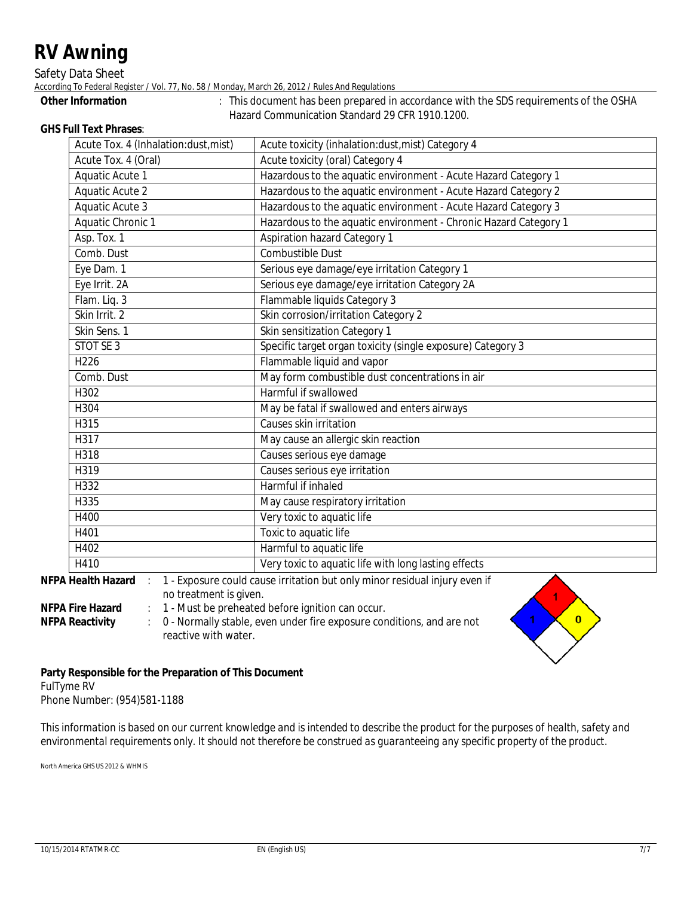**Other Information** : This document has been prepared in accordance with the SDS requirements of the OSHA Hazard Communication Standard 29 CFR 1910.1200.

**GHS Full Text Phrases**:

| | |
|---|---|
| Acute Tox. 4 (Inhalation:dust,mist) | Acute toxicity (inhalation:dust,mist) Category 4 |
| Acute Tox. 4 (Oral) | Acute toxicity (oral) Category 4 |
| Aquatic Acute 1 | Hazardous to the aquatic environment - Acute Hazard Category 1 |
| Aquatic Acute 2 | Hazardous to the aquatic environment - Acute Hazard Category 2 |
| Aquatic Acute 3 | Hazardous to the aquatic environment - Acute Hazard Category 3 |
| Aquatic Chronic 1 | Hazardous to the aquatic environment - Chronic Hazard Category 1 |
| Asp. Tox. 1 | Aspiration hazard Category 1 |
| Comb. Dust | Combustible Dust |
| Eye Dam. 1 | Serious eye damage/eye irritation Category 1 |
| Eye Irrit. 2A | Serious eye damage/eye irritation Category 2A |
| Flam. Liq. 3 | Flammable liquids Category 3 |
| Skin Irrit. 2 | Skin corrosion/irritation Category 2 |
| Skin Sens. 1 | Skin sensitization Category 1 |
| STOT SE 3 | Specific target organ toxicity (single exposure) Category 3 |
| H226 | Flammable liquid and vapor |
| Comb. Dust | May form combustible dust concentrations in air |
| H302 | Harmful if swallowed |
| H304 | May be fatal if swallowed and enters airways |
| H315 | Causes skin irritation |
| H317 | May cause an allergic skin reaction |
| H318 | Causes serious eye damage |
| H319 | Causes serious eye irritation |
| H332 | Harmful if inhaled |
| H335 | May cause respiratory irritation |
| H400 | Very toxic to aquatic life |
| H401 | Toxic to aquatic life |
| H402 | Harmful to aquatic life |
| H410 | Very toxic to aquatic life with long lasting effects |

**NFPA Health Hazard** : 1 - Exposure could cause irritation but only minor residual injury even if no treatment is given.

**NFPA Fire Hazard** : 1 - Must be preheated before ignition can occur.

**NFPA Reactivity** : 0 - Normally stable, even under fire exposure conditions, and are not reactive with water.

1
1
0

**Party Responsible for the Preparation of This Document**
FulTyme RV
Phone Number: (954)581-1188

*This information is based on our current knowledge and is intended to describe the product for the purposes of health, safety and environmental requirements only. It should not therefore be construed as guaranteeing any specific property of the product.*

North America GHS US 2012 & WHMIS